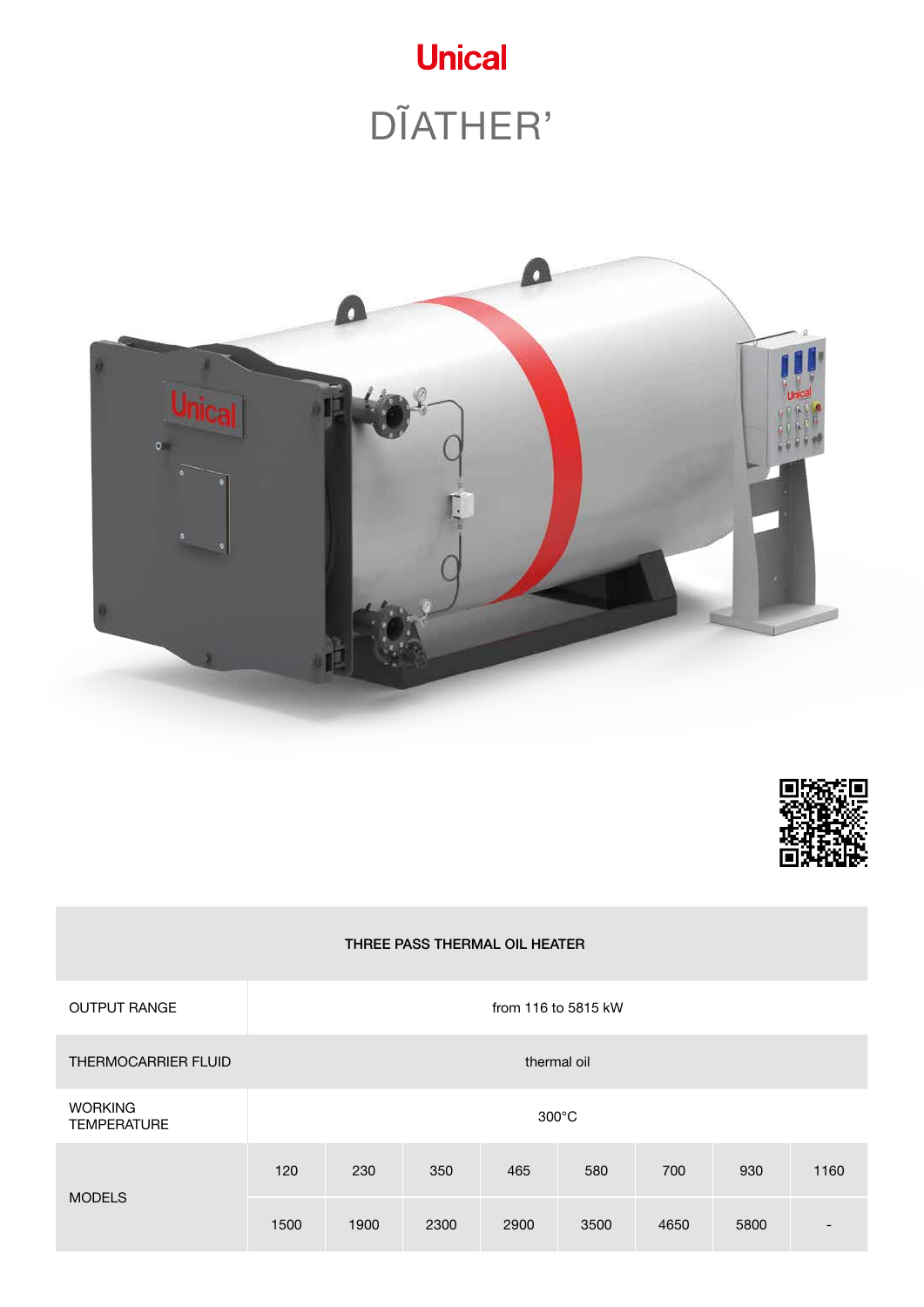# Unical

## DĨATHER'

| THREE PASS THERMAL OIL HEATER | | | | | | | | |
|---|---|---|---|---|---|---|---|---|
| OUTPUT RANGE | from 116 to 5815 kW | | | | | | | |
| THERMOCARRIER FLUID | thermal oil | | | | | | | |
| WORKING TEMPERATURE | 300°C | | | | | | | |
| MODELS | 120 | 230 | 350 | 465 | 580 | 700 | 930 | 1160 |
| | 1500 | 1900 | 2300 | 2900 | 3500 | 4650 | 5800 | - |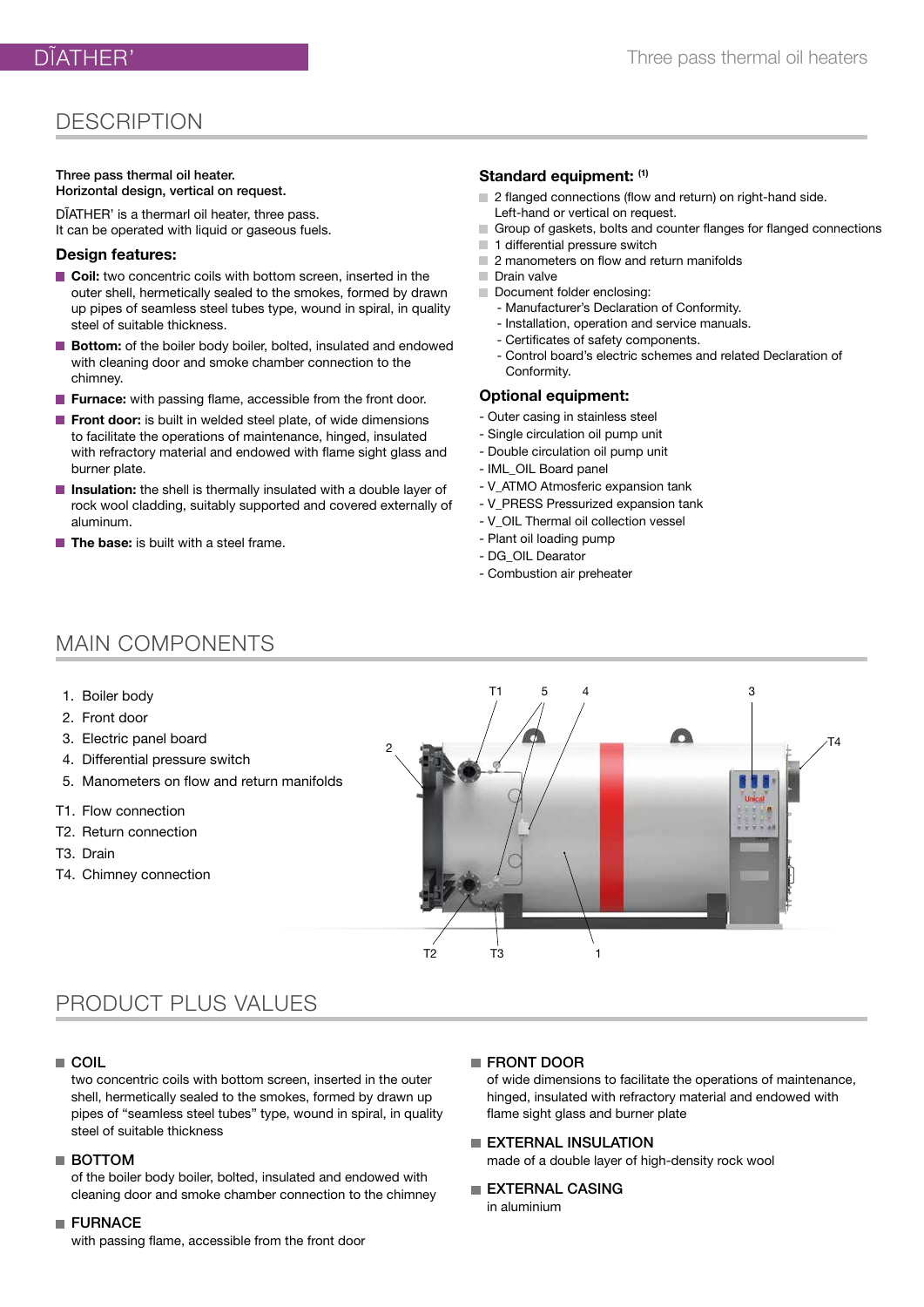## DESCRIPTION

**Three pass thermal oil heater.**
**Horizontal design, vertical on request.**

DĨATHER' is a thermarl oil heater, three pass.
It can be operated with liquid or gaseous fuels.

### Design features:

- **Coil:** two concentric coils with bottom screen, inserted in the outer shell, hermetically sealed to the smokes, formed by drawn up pipes of seamless steel tubes type, wound in spiral, in quality steel of suitable thickness.
- **Bottom:** of the boiler body boiler, bolted, insulated and endowed with cleaning door and smoke chamber connection to the chimney.
- **Furnace:** with passing flame, accessible from the front door.
- **Front door:** is built in welded steel plate, of wide dimensions to facilitate the operations of maintenance, hinged, insulated with refractory material and endowed with flame sight glass and burner plate.
- **Insulation:** the shell is thermally insulated with a double layer of rock wool cladding, suitably supported and covered externally of aluminum.
- **The base:** is built with a steel frame.

### Standard equipment: (1)

- 2 flanged connections (flow and return) on right-hand side. Left-hand or vertical on request.
- Group of gaskets, bolts and counter flanges for flanged connections
- 1 differential pressure switch
- 2 manometers on flow and return manifolds
- Drain valve
- Document folder enclosing:
  - Manufacturer's Declaration of Conformity.
  - Installation, operation and service manuals.
  - Certificates of safety components.
  - Control board's electric schemes and related Declaration of Conformity.

### Optional equipment:

- Outer casing in stainless steel
- Single circulation oil pump unit
- Double circulation oil pump unit
- IML_OIL Board panel
- V_ATMO Atmosferic expansion tank
- V_PRESS Pressurized expansion tank
- V_OIL Thermal oil collection vessel
- Plant oil loading pump
- DG_OIL Dearator
- Combustion air preheater

## MAIN COMPONENTS

1. Boiler body
2. Front door
3. Electric panel board
4. Differential pressure switch
5. Manometers on flow and return manifolds

T1. Flow connection
T2. Return connection
T3. Drain
T4. Chimney connection

## PRODUCT PLUS VALUES

**COIL**
two concentric coils with bottom screen, inserted in the outer shell, hermetically sealed to the smokes, formed by drawn up pipes of "seamless steel tubes" type, wound in spiral, in quality steel of suitable thickness

**BOTTOM**
of the boiler body boiler, bolted, insulated and endowed with cleaning door and smoke chamber connection to the chimney

**FURNACE**
with passing flame, accessible from the front door

**FRONT DOOR**
of wide dimensions to facilitate the operations of maintenance, hinged, insulated with refractory material and endowed with flame sight glass and burner plate

**EXTERNAL INSULATION**
made of a double layer of high-density rock wool

**EXTERNAL CASING**
in aluminium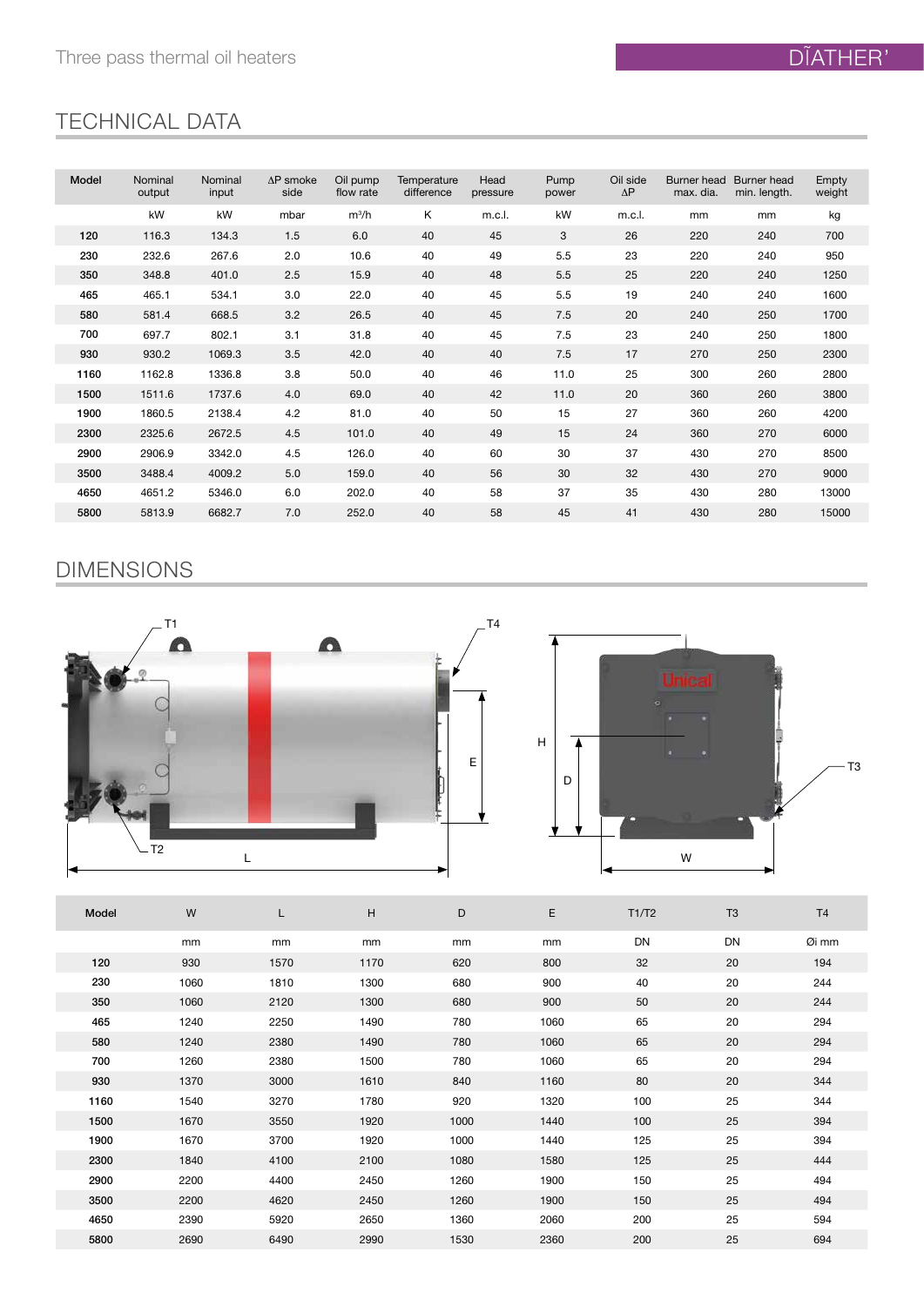## TECHNICAL DATA

| Model | Nominal output | Nominal input | ΔP smoke side | Oil pump flow rate | Temperature difference | Head pressure | Pump power | Oil side ΔP | Burner head max. dia. | Burner head min. length. | Empty weight |
|---|---|---|---|---|---|---|---|---|---|---|---|
| | kW | kW | mbar | m³/h | K | m.c.l. | kW | m.c.l. | mm | mm | kg |
| **120** | 116.3 | 134.3 | 1.5 | 6.0 | 40 | 45 | 3 | 26 | 220 | 240 | 700 |
| **230** | 232.6 | 267.6 | 2.0 | 10.6 | 40 | 49 | 5.5 | 23 | 220 | 240 | 950 |
| **350** | 348.8 | 401.0 | 2.5 | 15.9 | 40 | 48 | 5.5 | 25 | 220 | 240 | 1250 |
| **465** | 465.1 | 534.1 | 3.0 | 22.0 | 40 | 45 | 5.5 | 19 | 240 | 240 | 1600 |
| **580** | 581.4 | 668.5 | 3.2 | 26.5 | 40 | 45 | 7.5 | 20 | 240 | 250 | 1700 |
| **700** | 697.7 | 802.1 | 3.1 | 31.8 | 40 | 45 | 7.5 | 23 | 240 | 250 | 1800 |
| **930** | 930.2 | 1069.3 | 3.5 | 42.0 | 40 | 40 | 7.5 | 17 | 270 | 250 | 2300 |
| **1160** | 1162.8 | 1336.8 | 3.8 | 50.0 | 40 | 46 | 11.0 | 25 | 300 | 260 | 2800 |
| **1500** | 1511.6 | 1737.6 | 4.0 | 69.0 | 40 | 42 | 11.0 | 20 | 360 | 260 | 3800 |
| **1900** | 1860.5 | 2138.4 | 4.2 | 81.0 | 40 | 50 | 15 | 27 | 360 | 260 | 4200 |
| **2300** | 2325.6 | 2672.5 | 4.5 | 101.0 | 40 | 49 | 15 | 24 | 360 | 270 | 6000 |
| **2900** | 2906.9 | 3342.0 | 4.5 | 126.0 | 40 | 60 | 30 | 37 | 430 | 270 | 8500 |
| **3500** | 3488.4 | 4009.2 | 5.0 | 159.0 | 40 | 56 | 30 | 32 | 430 | 270 | 9000 |
| **4650** | 4651.2 | 5346.0 | 6.0 | 202.0 | 40 | 58 | 37 | 35 | 430 | 280 | 13000 |
| **5800** | 5813.9 | 6682.7 | 7.0 | 252.0 | 40 | 58 | 45 | 41 | 430 | 280 | 15000 |

## DIMENSIONS

| Model | W | L | H | D | E | T1/T2 | T3 | T4 |
|---|---|---|---|---|---|---|---|---|
| | mm | mm | mm | mm | mm | DN | DN | Øi mm |
| **120** | 930 | 1570 | 1170 | 620 | 800 | 32 | 20 | 194 |
| **230** | 1060 | 1810 | 1300 | 680 | 900 | 40 | 20 | 244 |
| **350** | 1060 | 2120 | 1300 | 680 | 900 | 50 | 20 | 244 |
| **465** | 1240 | 2250 | 1490 | 780 | 1060 | 65 | 20 | 294 |
| **580** | 1240 | 2380 | 1490 | 780 | 1060 | 65 | 20 | 294 |
| **700** | 1260 | 2380 | 1500 | 780 | 1060 | 65 | 20 | 294 |
| **930** | 1370 | 3000 | 1610 | 840 | 1160 | 80 | 20 | 344 |
| **1160** | 1540 | 3270 | 1780 | 920 | 1320 | 100 | 25 | 344 |
| **1500** | 1670 | 3550 | 1920 | 1000 | 1440 | 100 | 25 | 394 |
| **1900** | 1670 | 3700 | 1920 | 1000 | 1440 | 125 | 25 | 394 |
| **2300** | 1840 | 4100 | 2100 | 1080 | 1580 | 125 | 25 | 444 |
| **2900** | 2200 | 4400 | 2450 | 1260 | 1900 | 150 | 25 | 494 |
| **3500** | 2200 | 4620 | 2450 | 1260 | 1900 | 150 | 25 | 494 |
| **4650** | 2390 | 5920 | 2650 | 1360 | 2060 | 200 | 25 | 594 |
| **5800** | 2690 | 6490 | 2990 | 1530 | 2360 | 200 | 25 | 694 |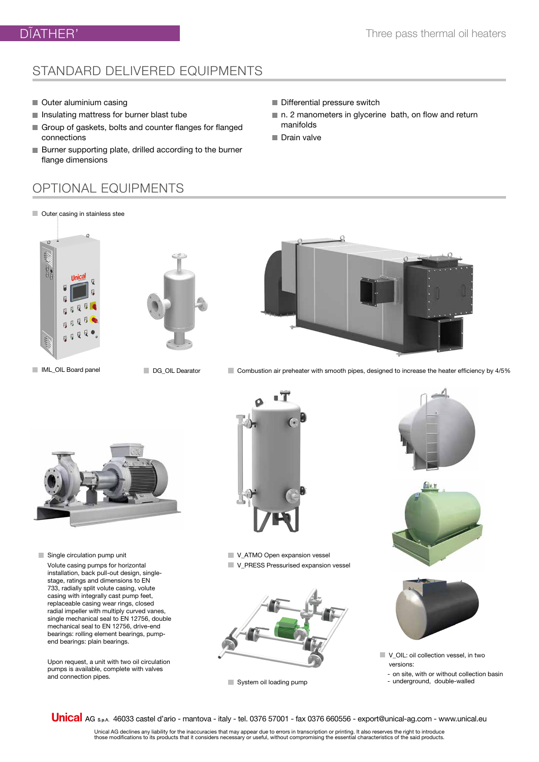## STANDARD DELIVERED EQUIPMENTS

- Outer aluminium casing
- Insulating mattress for burner blast tube
- Group of gaskets, bolts and counter flanges for flanged connections
- Burner supporting plate, drilled according to the burner flange dimensions
- Differential pressure switch
- n. 2 manometers in glycerine bath, on flow and return manifolds
- Drain valve

## OPTIONAL EQUIPMENTS

- Outer casing in stainless stee
- IML_OIL Board panel
- DG_OIL Dearator
- Combustion air preheater with smooth pipes, designed to increase the heater efficiency by 4/5%
- Single circulation pump unit

  Volute casing pumps for horizontal installation, back pull-out design, single-stage, ratings and dimensions to EN 733, radially split volute casing, volute casing with integrally cast pump feet, replaceable casing wear rings, closed radial impeller with multiply curved vanes, single mechanical seal to EN 12756, double mechanical seal to EN 12756, drive-end bearings: rolling element bearings, pump-end bearings: plain bearings.

  Upon request, a unit with two oil circulation pumps is available, complete with valves and connection pipes.
- V_ATMO Open expansion vessel
- V_PRESS Pressurised expansion vessel
- System oil loading pump
- V_OIL: oil collection vessel, in two versions:
  - on site, with or without collection basin
  - underground, double-walled

**Unical** AG S.p.A. 46033 castel d'ario - mantova - italy - tel. 0376 57001 - fax 0376 660556 - export@unical-ag.com - www.unical.eu

Unical AG declines any liability for the inaccuracies that may appear due to errors in transcription or printing. It also reserves the right to introduce those modifications to its products that it considers necessary or useful, without compromising the essential characteristics of the said products.